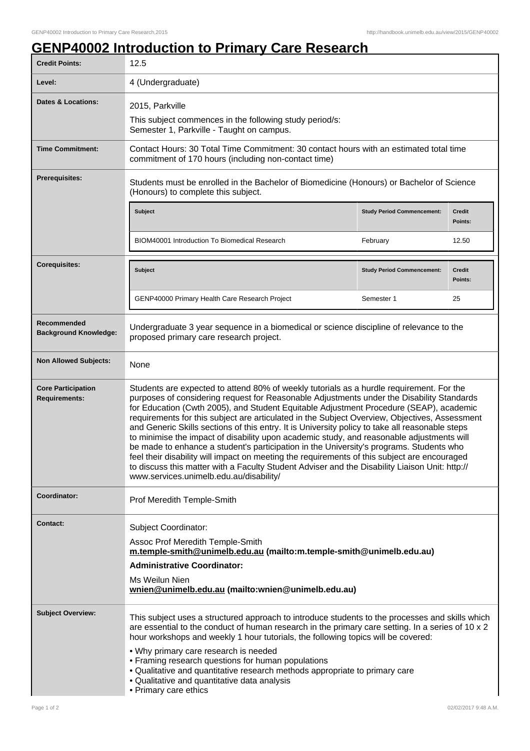# GENP40002 Introduction to Primary Care Research

| | |
|---|---|
| **Credit Points:** | 12.5 |
| **Level:** | 4 (Undergraduate) |
| **Dates & Locations:** | 2015, Parkville<br>This subject commences in the following study period/s:<br>Semester 1, Parkville - Taught on campus. |
| **Time Commitment:** | Contact Hours: 30 Total Time Commitment: 30 contact hours with an estimated total time commitment of 170 hours (including non-contact time) |
| **Prerequisites:** | Students must be enrolled in the Bachelor of Biomedicine (Honours) or Bachelor of Science (Honours) to complete this subject. |

**Prerequisites:**

| Subject | Study Period Commencement: | Credit Points: |
|---|---|---|
| BIOM40001 Introduction To Biomedical Research | February | 12.50 |

**Corequisites:**

| Subject | Study Period Commencement: | Credit Points: |
|---|---|---|
| GENP40000 Primary Health Care Research Project | Semester 1 | 25 |

| | |
|---|---|
| **Recommended Background Knowledge:** | Undergraduate 3 year sequence in a biomedical or science discipline of relevance to the proposed primary care research project. |
| **Non Allowed Subjects:** | None |
| **Core Participation Requirements:** | Students are expected to attend 80% of weekly tutorials as a hurdle requirement. For the purposes of considering request for Reasonable Adjustments under the Disability Standards for Education (Cwth 2005), and Student Equitable Adjustment Procedure (SEAP), academic requirements for this subject are articulated in the Subject Overview, Objectives, Assessment and Generic Skills sections of this entry. It is University policy to take all reasonable steps to minimise the impact of disability upon academic study, and reasonable adjustments will be made to enhance a student's participation in the University's programs. Students who feel their disability will impact on meeting the requirements of this subject are encouraged to discuss this matter with a Faculty Student Adviser and the Disability Liaison Unit: http://www.services.unimelb.edu.au/disability/ |
| **Coordinator:** | Prof Meredith Temple-Smith |
| **Contact:** | Subject Coordinator:<br>Assoc Prof Meredith Temple-Smith<br>**m.temple-smith@unimelb.edu.au (mailto:m.temple-smith@unimelb.edu.au)**<br>**Administrative Coordinator:**<br>Ms Weilun Nien<br>**wnien@unimelb.edu.au (mailto:wnien@unimelb.edu.au)** |
| **Subject Overview:** | This subject uses a structured approach to introduce students to the processes and skills which are essential to the conduct of human research in the primary care setting. In a series of 10 x 2 hour workshops and weekly 1 hour tutorials, the following topics will be covered:<br>• Why primary care research is needed<br>• Framing research questions for human populations<br>• Qualitative and quantitative research methods appropriate to primary care<br>• Qualitative and quantitative data analysis<br>• Primary care ethics |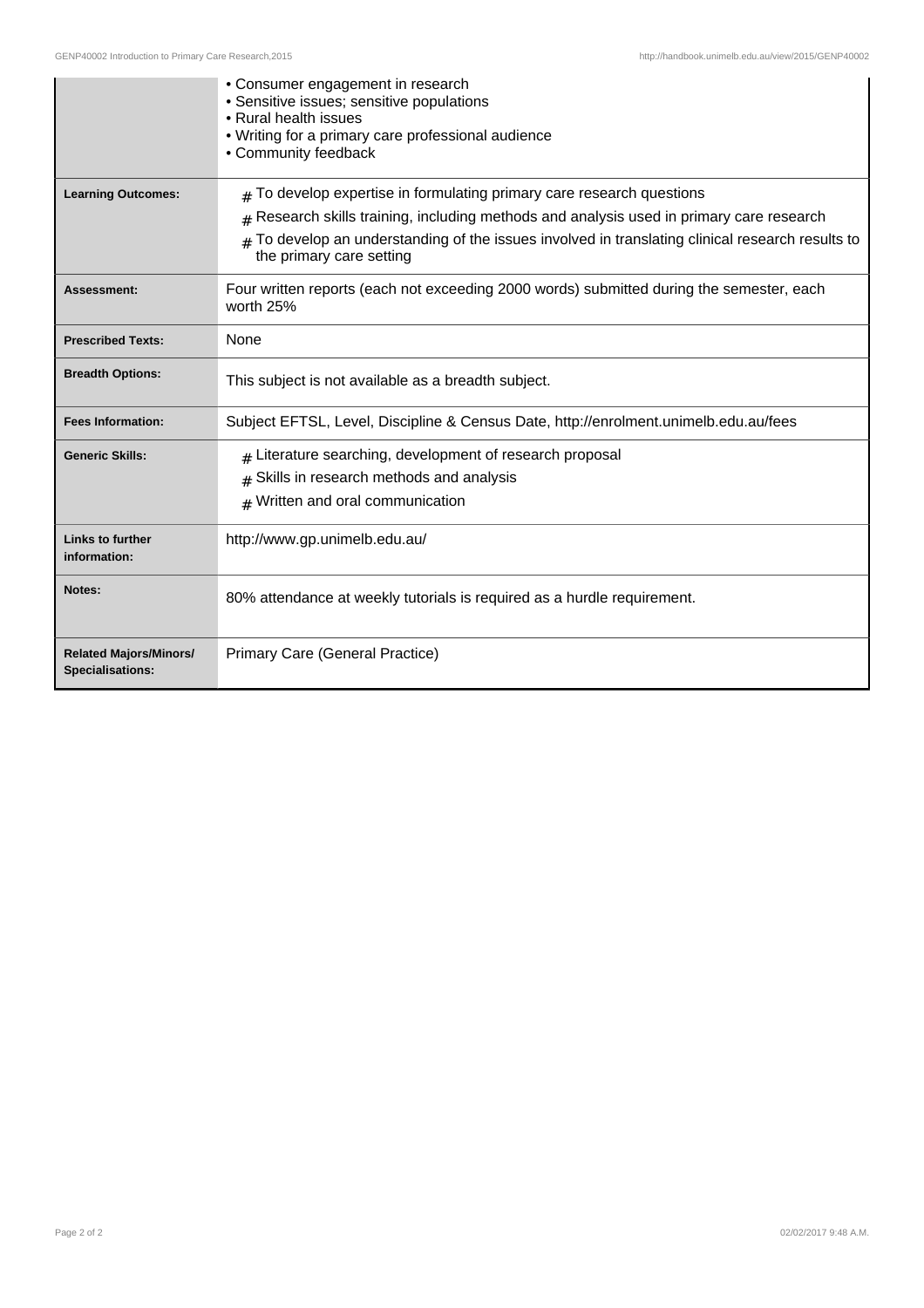| | |
|---|---|
| | • Consumer engagement in research<br>• Sensitive issues; sensitive populations<br>• Rural health issues<br>• Writing for a primary care professional audience<br>• Community feedback |
| **Learning Outcomes:** | # To develop expertise in formulating primary care research questions<br># Research skills training, including methods and analysis used in primary care research<br># To develop an understanding of the issues involved in translating clinical research results to the primary care setting |
| **Assessment:** | Four written reports (each not exceeding 2000 words) submitted during the semester, each worth 25% |
| **Prescribed Texts:** | None |
| **Breadth Options:** | This subject is not available as a breadth subject. |
| **Fees Information:** | Subject EFTSL, Level, Discipline & Census Date, http://enrolment.unimelb.edu.au/fees |
| **Generic Skills:** | # Literature searching, development of research proposal<br># Skills in research methods and analysis<br># Written and oral communication |
| **Links to further information:** | http://www.gp.unimelb.edu.au/ |
| **Notes:** | 80% attendance at weekly tutorials is required as a hurdle requirement. |
| **Related Majors/Minors/ Specialisations:** | Primary Care (General Practice) |